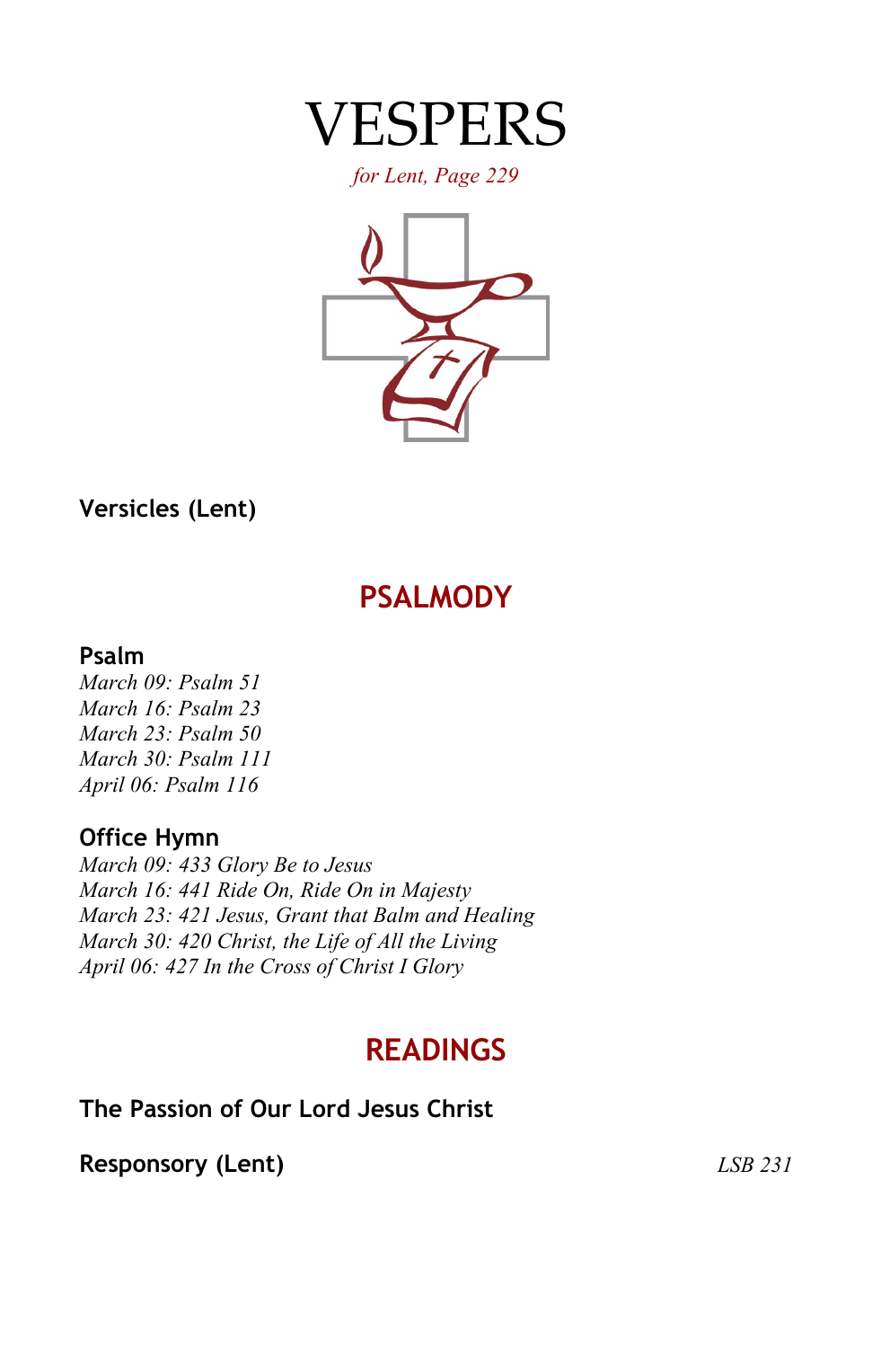# VESPERS

*for Lent, Page 229*

**Versicles (Lent)**

## PSALMODY

**Psalm**

*March 09: Psalm 51*
*March 16: Psalm 23*
*March 23: Psalm 50*
*March 30: Psalm 111*
*April 06: Psalm 116*

**Office Hymn**

*March 09: 433 Glory Be to Jesus*
*March 16: 441 Ride On, Ride On in Majesty*
*March 23: 421 Jesus, Grant that Balm and Healing*
*March 30: 420 Christ, the Life of All the Living*
*April 06: 427 In the Cross of Christ I Glory*

## READINGS

**The Passion of Our Lord Jesus Christ**

**Responsory (Lent)** *LSB 231*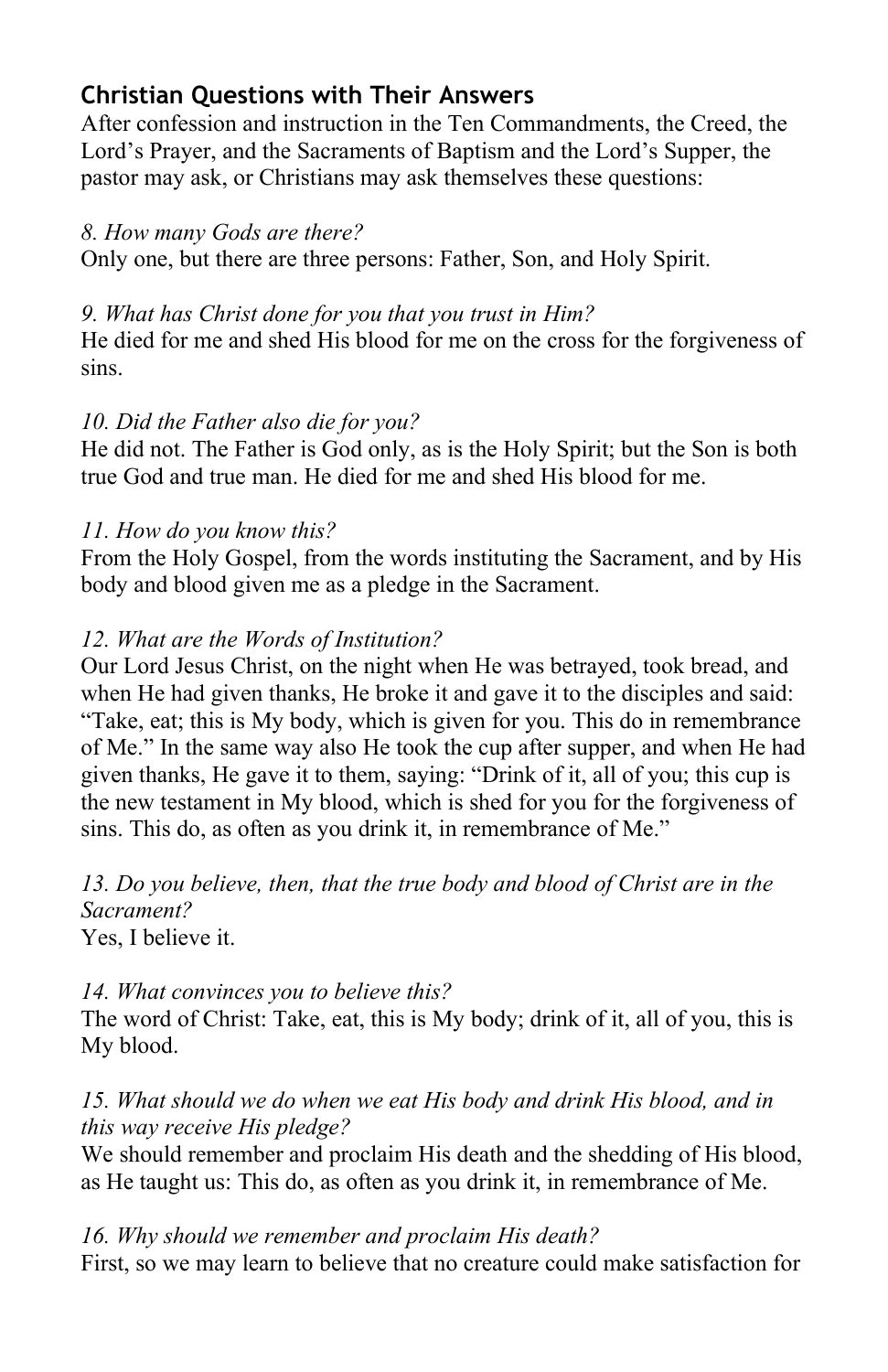## Christian Questions with Their Answers

After confession and instruction in the Ten Commandments, the Creed, the Lord's Prayer, and the Sacraments of Baptism and the Lord's Supper, the pastor may ask, or Christians may ask themselves these questions:

*8. How many Gods are there?*
Only one, but there are three persons: Father, Son, and Holy Spirit.

*9. What has Christ done for you that you trust in Him?*
He died for me and shed His blood for me on the cross for the forgiveness of sins.

*10. Did the Father also die for you?*
He did not. The Father is God only, as is the Holy Spirit; but the Son is both true God and true man. He died for me and shed His blood for me.

*11. How do you know this?*
From the Holy Gospel, from the words instituting the Sacrament, and by His body and blood given me as a pledge in the Sacrament.

*12. What are the Words of Institution?*
Our Lord Jesus Christ, on the night when He was betrayed, took bread, and when He had given thanks, He broke it and gave it to the disciples and said: "Take, eat; this is My body, which is given for you. This do in remembrance of Me." In the same way also He took the cup after supper, and when He had given thanks, He gave it to them, saying: "Drink of it, all of you; this cup is the new testament in My blood, which is shed for you for the forgiveness of sins. This do, as often as you drink it, in remembrance of Me."

*13. Do you believe, then, that the true body and blood of Christ are in the Sacrament?*
Yes, I believe it.

*14. What convinces you to believe this?*
The word of Christ: Take, eat, this is My body; drink of it, all of you, this is My blood.

*15. What should we do when we eat His body and drink His blood, and in this way receive His pledge?*
We should remember and proclaim His death and the shedding of His blood, as He taught us: This do, as often as you drink it, in remembrance of Me.

*16. Why should we remember and proclaim His death?*
First, so we may learn to believe that no creature could make satisfaction for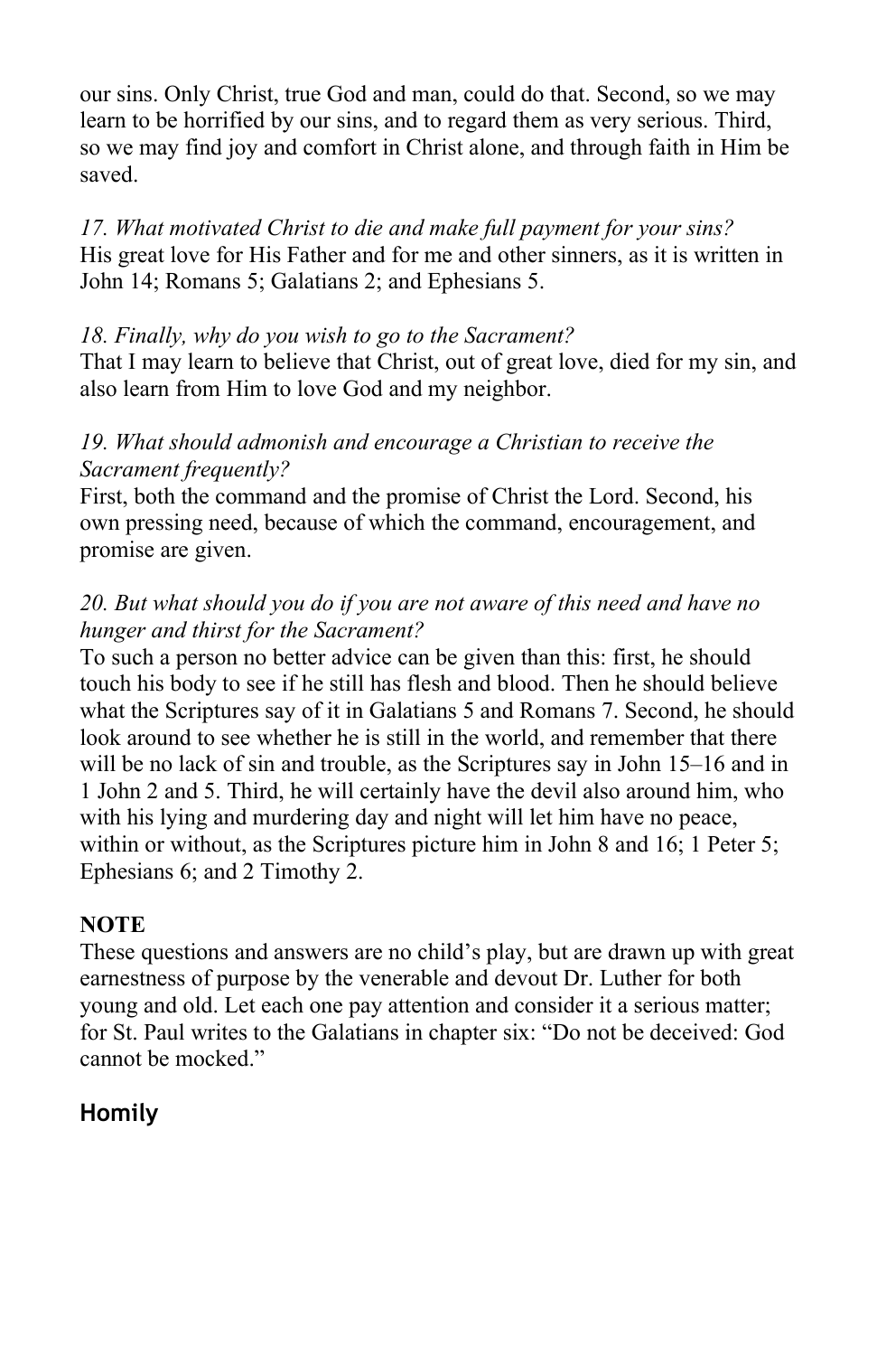our sins. Only Christ, true God and man, could do that. Second, so we may learn to be horrified by our sins, and to regard them as very serious. Third, so we may find joy and comfort in Christ alone, and through faith in Him be saved.

*17. What motivated Christ to die and make full payment for your sins?*
His great love for His Father and for me and other sinners, as it is written in John 14; Romans 5; Galatians 2; and Ephesians 5.

*18. Finally, why do you wish to go to the Sacrament?*
That I may learn to believe that Christ, out of great love, died for my sin, and also learn from Him to love God and my neighbor.

*19. What should admonish and encourage a Christian to receive the Sacrament frequently?*
First, both the command and the promise of Christ the Lord. Second, his own pressing need, because of which the command, encouragement, and promise are given.

*20. But what should you do if you are not aware of this need and have no hunger and thirst for the Sacrament?*
To such a person no better advice can be given than this: first, he should touch his body to see if he still has flesh and blood. Then he should believe what the Scriptures say of it in Galatians 5 and Romans 7. Second, he should look around to see whether he is still in the world, and remember that there will be no lack of sin and trouble, as the Scriptures say in John 15–16 and in 1 John 2 and 5. Third, he will certainly have the devil also around him, who with his lying and murdering day and night will let him have no peace, within or without, as the Scriptures picture him in John 8 and 16; 1 Peter 5; Ephesians 6; and 2 Timothy 2.

**NOTE**
These questions and answers are no child's play, but are drawn up with great earnestness of purpose by the venerable and devout Dr. Luther for both young and old. Let each one pay attention and consider it a serious matter; for St. Paul writes to the Galatians in chapter six: "Do not be deceived: God cannot be mocked."

## Homily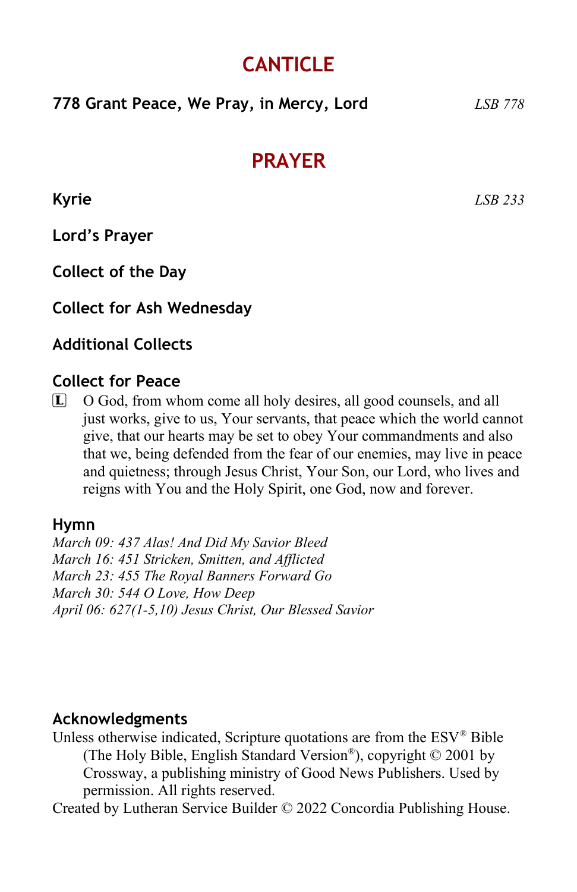# CANTICLE

**778 Grant Peace, We Pray, in Mercy, Lord** *LSB 778*

# PRAYER

**Kyrie** *LSB 233*

**Lord's Prayer**

**Collect of the Day**

**Collect for Ash Wednesday**

**Additional Collects**

**Collect for Peace**

L O God, from whom come all holy desires, all good counsels, and all just works, give to us, Your servants, that peace which the world cannot give, that our hearts may be set to obey Your commandments and also that we, being defended from the fear of our enemies, may live in peace and quietness; through Jesus Christ, Your Son, our Lord, who lives and reigns with You and the Holy Spirit, one God, now and forever.

**Hymn**

*March 09: 437 Alas! And Did My Savior Bleed*
*March 16: 451 Stricken, Smitten, and Afflicted*
*March 23: 455 The Royal Banners Forward Go*
*March 30: 544 O Love, How Deep*
*April 06: 627(1-5,10) Jesus Christ, Our Blessed Savior*

**Acknowledgments**

Unless otherwise indicated, Scripture quotations are from the ESV® Bible (The Holy Bible, English Standard Version®), copyright © 2001 by Crossway, a publishing ministry of Good News Publishers. Used by permission. All rights reserved.

Created by Lutheran Service Builder © 2022 Concordia Publishing House.